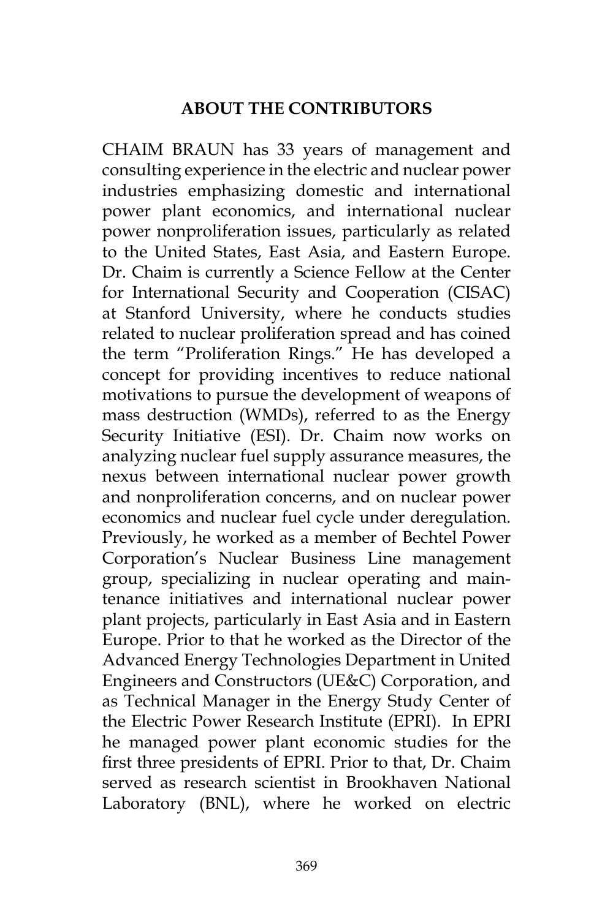## ABOUT THE CONTRIBUTORS

CHAIM BRAUN has 33 years of management and consulting experience in the electric and nuclear power industries emphasizing domestic and international power plant economics, and international nuclear power nonproliferation issues, particularly as related to the United States, East Asia, and Eastern Europe. Dr. Chaim is currently a Science Fellow at the Center for International Security and Cooperation (CISAC) at Stanford University, where he conducts studies related to nuclear proliferation spread and has coined the term "Proliferation Rings." He has developed a concept for providing incentives to reduce national motivations to pursue the development of weapons of mass destruction (WMDs), referred to as the Energy Security Initiative (ESI). Dr. Chaim now works on analyzing nuclear fuel supply assurance measures, the nexus between international nuclear power growth and nonproliferation concerns, and on nuclear power economics and nuclear fuel cycle under deregulation. Previously, he worked as a member of Bechtel Power Corporation's Nuclear Business Line management group, specializing in nuclear operating and maintenance initiatives and international nuclear power plant projects, particularly in East Asia and in Eastern Europe. Prior to that he worked as the Director of the Advanced Energy Technologies Department in United Engineers and Constructors (UE&C) Corporation, and as Technical Manager in the Energy Study Center of the Electric Power Research Institute (EPRI). In EPRI he managed power plant economic studies for the first three presidents of EPRI. Prior to that, Dr. Chaim served as research scientist in Brookhaven National Laboratory (BNL), where he worked on electric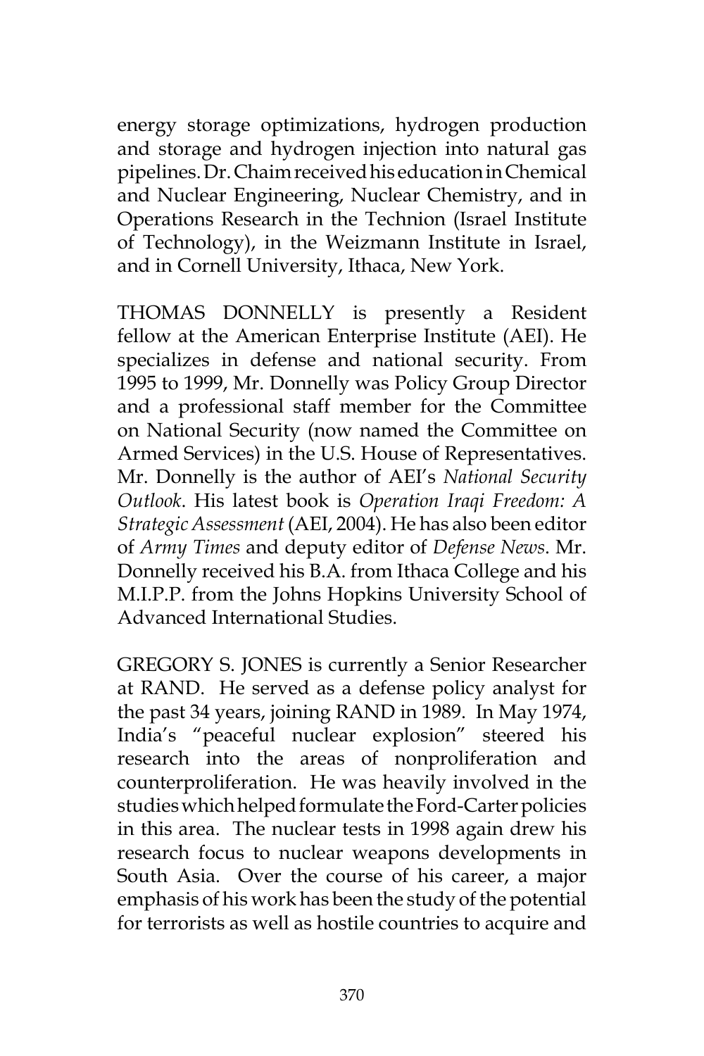energy storage optimizations, hydrogen production and storage and hydrogen injection into natural gas pipelines. Dr. Chaim received his education in Chemical and Nuclear Engineering, Nuclear Chemistry, and in Operations Research in the Technion (Israel Institute of Technology), in the Weizmann Institute in Israel, and in Cornell University, Ithaca, New York.

THOMAS DONNELLY is presently a Resident fellow at the American Enterprise Institute (AEI). He specializes in defense and national security. From 1995 to 1999, Mr. Donnelly was Policy Group Director and a professional staff member for the Committee on National Security (now named the Committee on Armed Services) in the U.S. House of Representatives. Mr. Donnelly is the author of AEI's *National Security Outlook*. His latest book is *Operation Iraqi Freedom: A Strategic Assessment* (AEI, 2004). He has also been editor of *Army Times* and deputy editor of *Defense News*. Mr. Donnelly received his B.A. from Ithaca College and his M.I.P.P. from the Johns Hopkins University School of Advanced International Studies.

GREGORY S. JONES is currently a Senior Researcher at RAND. He served as a defense policy analyst for the past 34 years, joining RAND in 1989. In May 1974, India's "peaceful nuclear explosion" steered his research into the areas of nonproliferation and counterproliferation. He was heavily involved in the studies which helped formulate the Ford-Carter policies in this area. The nuclear tests in 1998 again drew his research focus to nuclear weapons developments in South Asia. Over the course of his career, a major emphasis of his work has been the study of the potential for terrorists as well as hostile countries to acquire and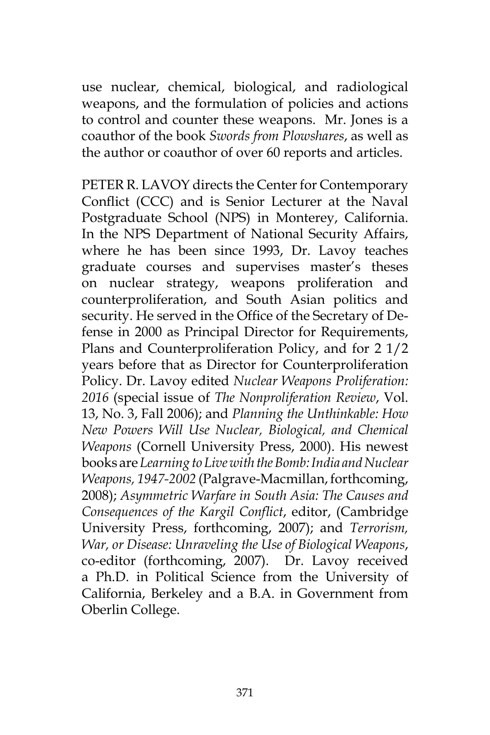use nuclear, chemical, biological, and radiological weapons, and the formulation of policies and actions to control and counter these weapons. Mr. Jones is a coauthor of the book *Swords from Plowshares*, as well as the author or coauthor of over 60 reports and articles.

PETER R. LAVOY directs the Center for Contemporary Conflict (CCC) and is Senior Lecturer at the Naval Postgraduate School (NPS) in Monterey, California. In the NPS Department of National Security Affairs, where he has been since 1993, Dr. Lavoy teaches graduate courses and supervises master's theses on nuclear strategy, weapons proliferation and counterproliferation, and South Asian politics and security. He served in the Office of the Secretary of Defense in 2000 as Principal Director for Requirements, Plans and Counterproliferation Policy, and for 2 1/2 years before that as Director for Counterproliferation Policy. Dr. Lavoy edited *Nuclear Weapons Proliferation: 2016* (special issue of *The Nonproliferation Review*, Vol. 13, No. 3, Fall 2006); and *Planning the Unthinkable: How New Powers Will Use Nuclear, Biological, and Chemical Weapons* (Cornell University Press, 2000). His newest books are *Learning to Live with the Bomb: India and Nuclear Weapons, 1947-2002* (Palgrave-Macmillan, forthcoming, 2008); *Asymmetric Warfare in South Asia: The Causes and Consequences of the Kargil Conflict*, editor, (Cambridge University Press, forthcoming, 2007); and *Terrorism, War, or Disease: Unraveling the Use of Biological Weapons*, co-editor (forthcoming, 2007). Dr. Lavoy received a Ph.D. in Political Science from the University of California, Berkeley and a B.A. in Government from Oberlin College.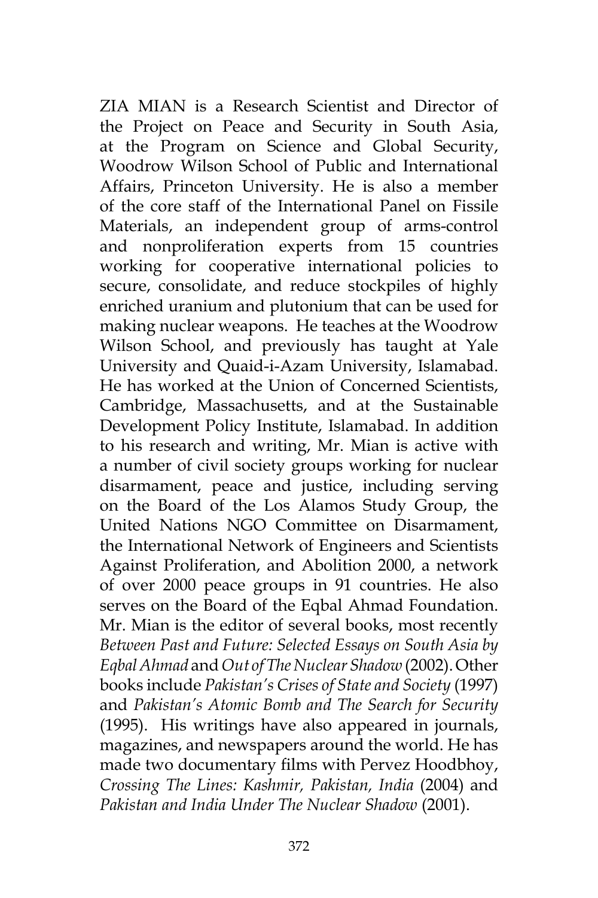ZIA MIAN is a Research Scientist and Director of the Project on Peace and Security in South Asia, at the Program on Science and Global Security, Woodrow Wilson School of Public and International Affairs, Princeton University. He is also a member of the core staff of the International Panel on Fissile Materials, an independent group of arms-control and nonproliferation experts from 15 countries working for cooperative international policies to secure, consolidate, and reduce stockpiles of highly enriched uranium and plutonium that can be used for making nuclear weapons. He teaches at the Woodrow Wilson School, and previously has taught at Yale University and Quaid-i-Azam University, Islamabad. He has worked at the Union of Concerned Scientists, Cambridge, Massachusetts, and at the Sustainable Development Policy Institute, Islamabad. In addition to his research and writing, Mr. Mian is active with a number of civil society groups working for nuclear disarmament, peace and justice, including serving on the Board of the Los Alamos Study Group, the United Nations NGO Committee on Disarmament, the International Network of Engineers and Scientists Against Proliferation, and Abolition 2000, a network of over 2000 peace groups in 91 countries. He also serves on the Board of the Eqbal Ahmad Foundation. Mr. Mian is the editor of several books, most recently *Between Past and Future: Selected Essays on South Asia by Eqbal Ahmad* and *Out of The Nuclear Shadow* (2002). Other books include *Pakistan's Crises of State and Society* (1997) and *Pakistan's Atomic Bomb and The Search for Security* (1995). His writings have also appeared in journals, magazines, and newspapers around the world. He has made two documentary films with Pervez Hoodbhoy, *Crossing The Lines: Kashmir, Pakistan, India* (2004) and *Pakistan and India Under The Nuclear Shadow* (2001).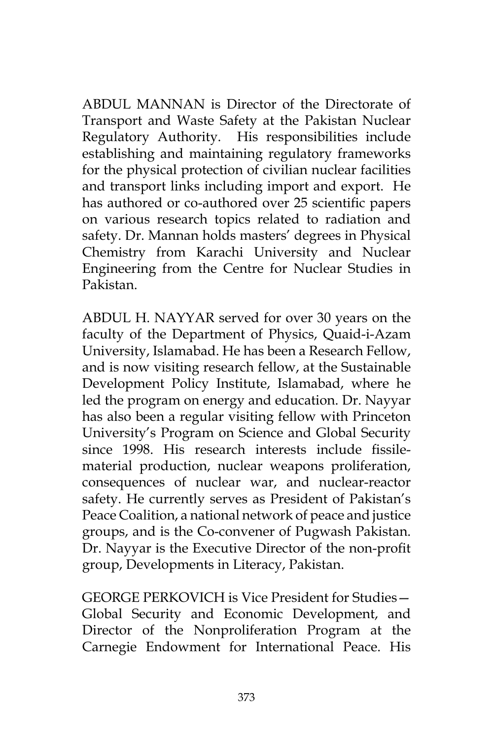ABDUL MANNAN is Director of the Directorate of Transport and Waste Safety at the Pakistan Nuclear Regulatory Authority. His responsibilities include establishing and maintaining regulatory frameworks for the physical protection of civilian nuclear facilities and transport links including import and export. He has authored or co-authored over 25 scientific papers on various research topics related to radiation and safety. Dr. Mannan holds masters' degrees in Physical Chemistry from Karachi University and Nuclear Engineering from the Centre for Nuclear Studies in Pakistan.

ABDUL H. NAYYAR served for over 30 years on the faculty of the Department of Physics, Quaid-i-Azam University, Islamabad. He has been a Research Fellow, and is now visiting research fellow, at the Sustainable Development Policy Institute, Islamabad, where he led the program on energy and education. Dr. Nayyar has also been a regular visiting fellow with Princeton University's Program on Science and Global Security since 1998. His research interests include fissile-material production, nuclear weapons proliferation, consequences of nuclear war, and nuclear-reactor safety. He currently serves as President of Pakistan's Peace Coalition, a national network of peace and justice groups, and is the Co-convener of Pugwash Pakistan. Dr. Nayyar is the Executive Director of the non-profit group, Developments in Literacy, Pakistan.

GEORGE PERKOVICH is Vice President for Studies—Global Security and Economic Development, and Director of the Nonproliferation Program at the Carnegie Endowment for International Peace. His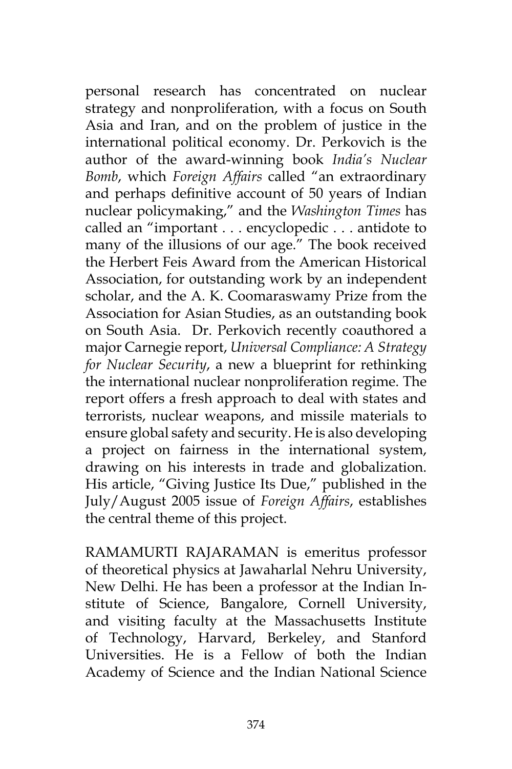personal research has concentrated on nuclear strategy and nonproliferation, with a focus on South Asia and Iran, and on the problem of justice in the international political economy. Dr. Perkovich is the author of the award-winning book *India's Nuclear Bomb*, which *Foreign Affairs* called "an extraordinary and perhaps definitive account of 50 years of Indian nuclear policymaking," and the *Washington Times* has called an "important . . . encyclopedic . . . antidote to many of the illusions of our age." The book received the Herbert Feis Award from the American Historical Association, for outstanding work by an independent scholar, and the A. K. Coomaraswamy Prize from the Association for Asian Studies, as an outstanding book on South Asia. Dr. Perkovich recently coauthored a major Carnegie report, *Universal Compliance: A Strategy for Nuclear Security*, a new a blueprint for rethinking the international nuclear nonproliferation regime. The report offers a fresh approach to deal with states and terrorists, nuclear weapons, and missile materials to ensure global safety and security. He is also developing a project on fairness in the international system, drawing on his interests in trade and globalization. His article, "Giving Justice Its Due," published in the July/August 2005 issue of *Foreign Affairs*, establishes the central theme of this project.

RAMAMURTI RAJARAMAN is emeritus professor of theoretical physics at Jawaharlal Nehru University, New Delhi. He has been a professor at the Indian Institute of Science, Bangalore, Cornell University, and visiting faculty at the Massachusetts Institute of Technology, Harvard, Berkeley, and Stanford Universities. He is a Fellow of both the Indian Academy of Science and the Indian National Science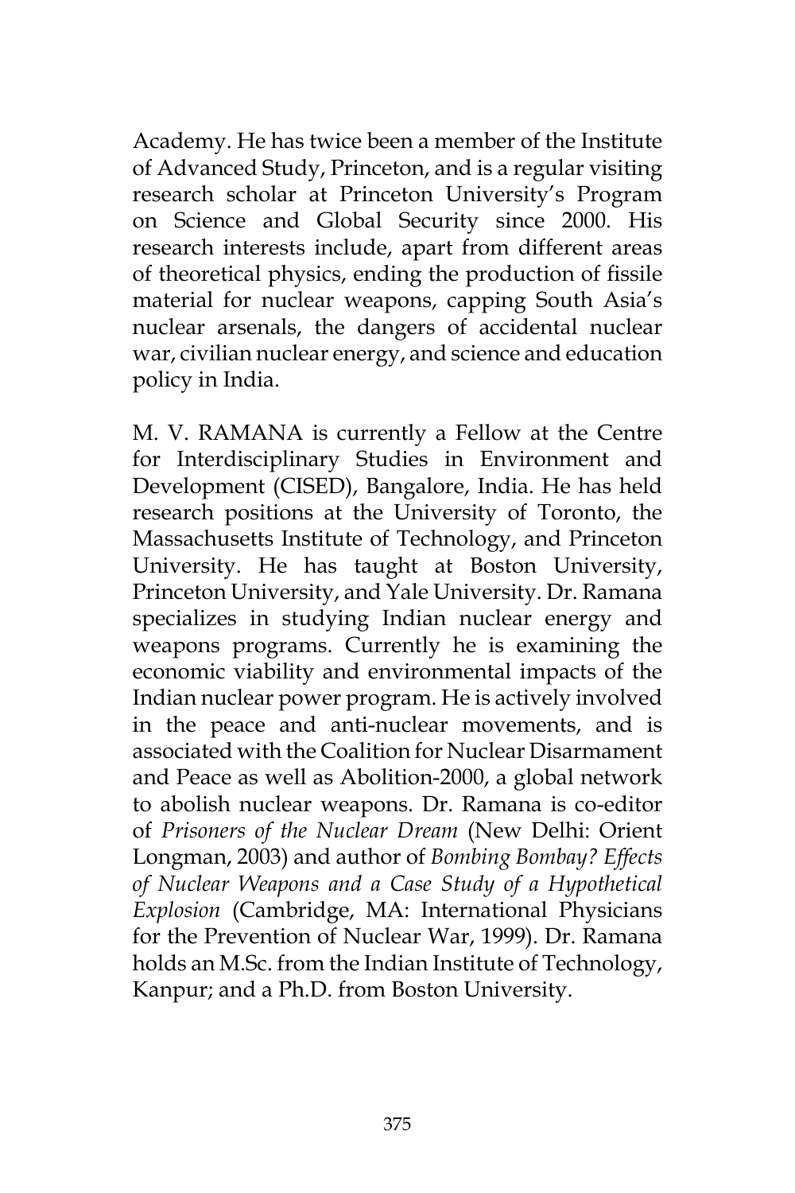Academy. He has twice been a member of the Institute of Advanced Study, Princeton, and is a regular visiting research scholar at Princeton University's Program on Science and Global Security since 2000. His research interests include, apart from different areas of theoretical physics, ending the production of fissile material for nuclear weapons, capping South Asia's nuclear arsenals, the dangers of accidental nuclear war, civilian nuclear energy, and science and education policy in India.

M. V. RAMANA is currently a Fellow at the Centre for Interdisciplinary Studies in Environment and Development (CISED), Bangalore, India. He has held research positions at the University of Toronto, the Massachusetts Institute of Technology, and Princeton University. He has taught at Boston University, Princeton University, and Yale University. Dr. Ramana specializes in studying Indian nuclear energy and weapons programs. Currently he is examining the economic viability and environmental impacts of the Indian nuclear power program. He is actively involved in the peace and anti-nuclear movements, and is associated with the Coalition for Nuclear Disarmament and Peace as well as Abolition-2000, a global network to abolish nuclear weapons. Dr. Ramana is co-editor of *Prisoners of the Nuclear Dream* (New Delhi: Orient Longman, 2003) and author of *Bombing Bombay? Effects of Nuclear Weapons and a Case Study of a Hypothetical Explosion* (Cambridge, MA: International Physicians for the Prevention of Nuclear War, 1999). Dr. Ramana holds an M.Sc. from the Indian Institute of Technology, Kanpur; and a Ph.D. from Boston University.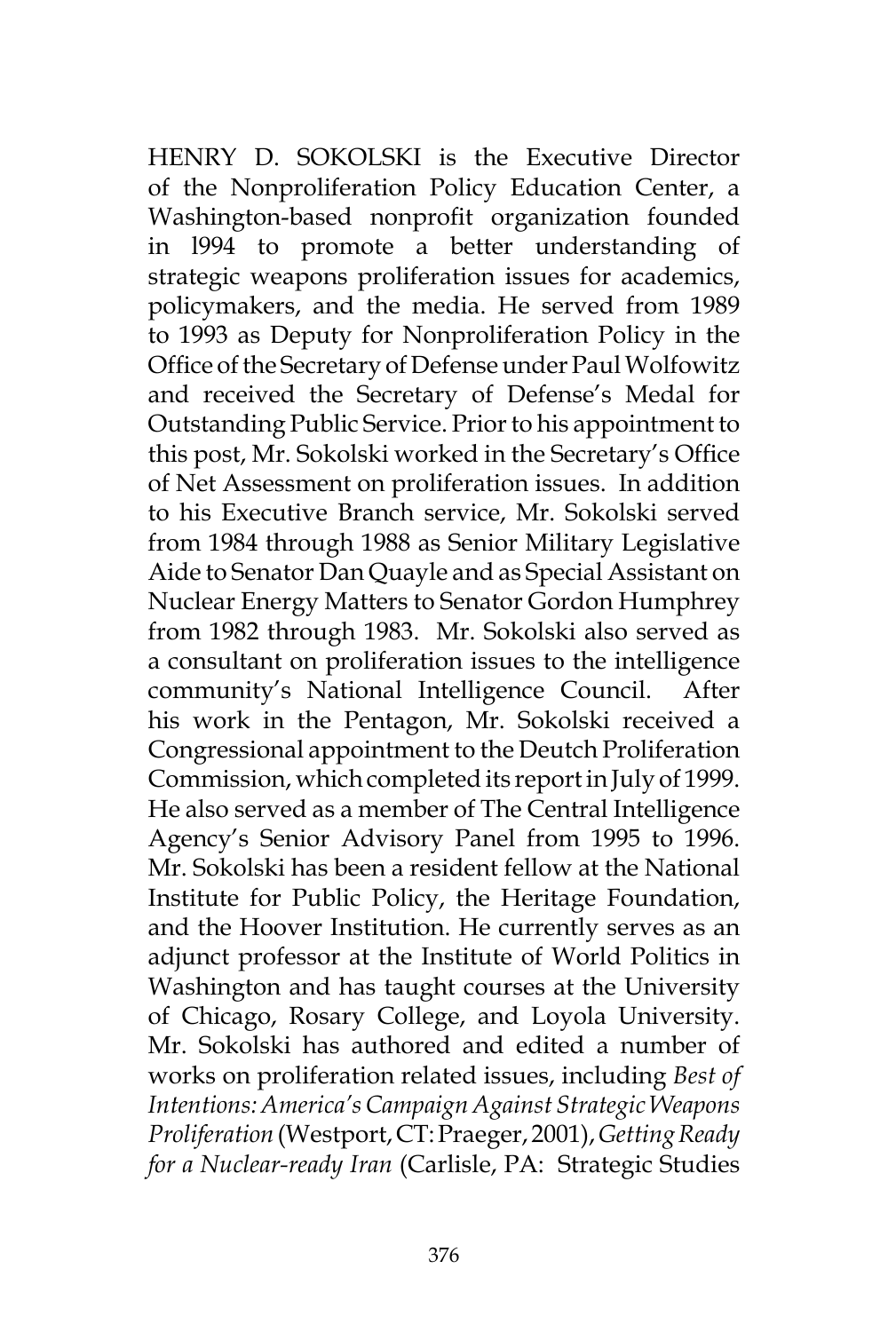HENRY D. SOKOLSKI is the Executive Director of the Nonproliferation Policy Education Center, a Washington-based nonprofit organization founded in l994 to promote a better understanding of strategic weapons proliferation issues for academics, policymakers, and the media. He served from 1989 to 1993 as Deputy for Nonproliferation Policy in the Office of the Secretary of Defense under Paul Wolfowitz and received the Secretary of Defense's Medal for Outstanding Public Service. Prior to his appointment to this post, Mr. Sokolski worked in the Secretary's Office of Net Assessment on proliferation issues. In addition to his Executive Branch service, Mr. Sokolski served from 1984 through 1988 as Senior Military Legislative Aide to Senator Dan Quayle and as Special Assistant on Nuclear Energy Matters to Senator Gordon Humphrey from 1982 through 1983. Mr. Sokolski also served as a consultant on proliferation issues to the intelligence community's National Intelligence Council. After his work in the Pentagon, Mr. Sokolski received a Congressional appointment to the Deutch Proliferation Commission, which completed its report in July of 1999. He also served as a member of The Central Intelligence Agency's Senior Advisory Panel from 1995 to 1996. Mr. Sokolski has been a resident fellow at the National Institute for Public Policy, the Heritage Foundation, and the Hoover Institution. He currently serves as an adjunct professor at the Institute of World Politics in Washington and has taught courses at the University of Chicago, Rosary College, and Loyola University. Mr. Sokolski has authored and edited a number of works on proliferation related issues, including *Best of Intentions: America's Campaign Against Strategic Weapons Proliferation* (Westport, CT: Praeger, 2001), *Getting Ready for a Nuclear-ready Iran* (Carlisle, PA: Strategic Studies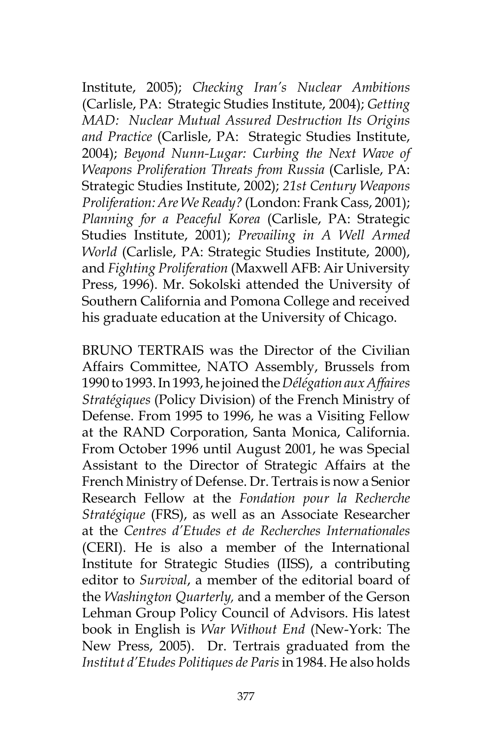Institute, 2005); *Checking Iran's Nuclear Ambitions* (Carlisle, PA: Strategic Studies Institute, 2004); *Getting MAD: Nuclear Mutual Assured Destruction Its Origins and Practice* (Carlisle, PA: Strategic Studies Institute, 2004); *Beyond Nunn-Lugar: Curbing the Next Wave of Weapons Proliferation Threats from Russia* (Carlisle, PA: Strategic Studies Institute, 2002); *21st Century Weapons Proliferation: Are We Ready?* (London: Frank Cass, 2001); *Planning for a Peaceful Korea* (Carlisle, PA: Strategic Studies Institute, 2001); *Prevailing in A Well Armed World* (Carlisle, PA: Strategic Studies Institute, 2000), and *Fighting Proliferation* (Maxwell AFB: Air University Press, 1996). Mr. Sokolski attended the University of Southern California and Pomona College and received his graduate education at the University of Chicago.

BRUNO TERTRAIS was the Director of the Civilian Affairs Committee, NATO Assembly, Brussels from 1990 to 1993. In 1993, he joined the *Délégation aux Affaires Stratégiques* (Policy Division) of the French Ministry of Defense. From 1995 to 1996, he was a Visiting Fellow at the RAND Corporation, Santa Monica, California. From October 1996 until August 2001, he was Special Assistant to the Director of Strategic Affairs at the French Ministry of Defense. Dr. Tertrais is now a Senior Research Fellow at the *Fondation pour la Recherche Stratégique* (FRS), as well as an Associate Researcher at the *Centres d'Etudes et de Recherches Internationales* (CERI). He is also a member of the International Institute for Strategic Studies (IISS), a contributing editor to *Survival*, a member of the editorial board of the *Washington Quarterly*, and a member of the Gerson Lehman Group Policy Council of Advisors. His latest book in English is *War Without End* (New-York: The New Press, 2005). Dr. Tertrais graduated from the *Institut d'Etudes Politiques de Paris* in 1984. He also holds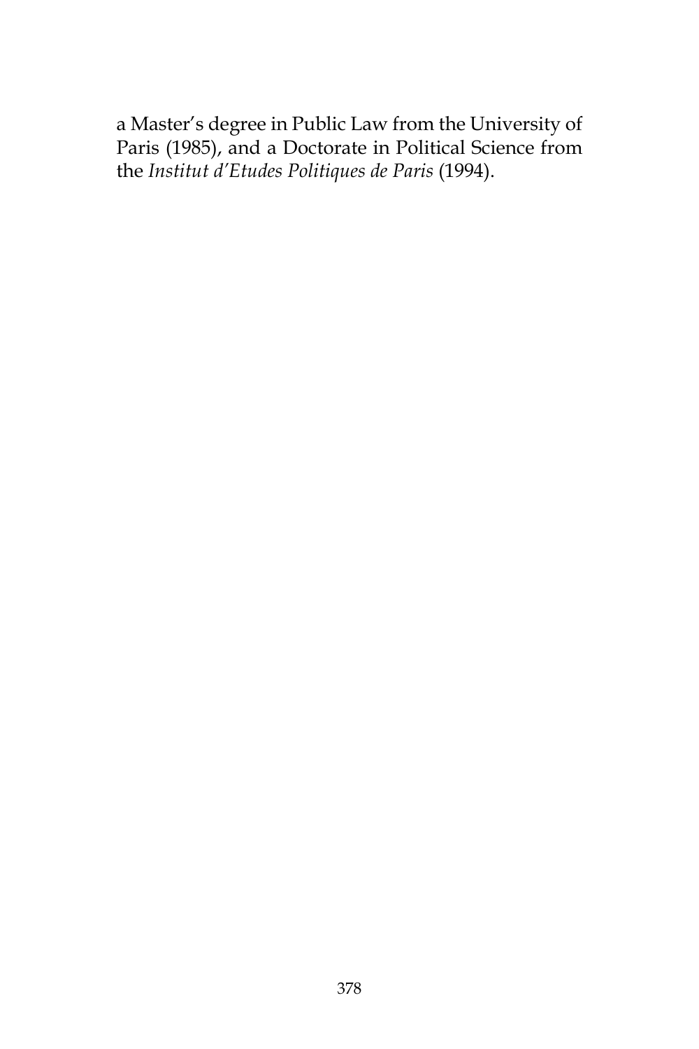a Master's degree in Public Law from the University of Paris (1985), and a Doctorate in Political Science from the *Institut d'Etudes Politiques de Paris* (1994).